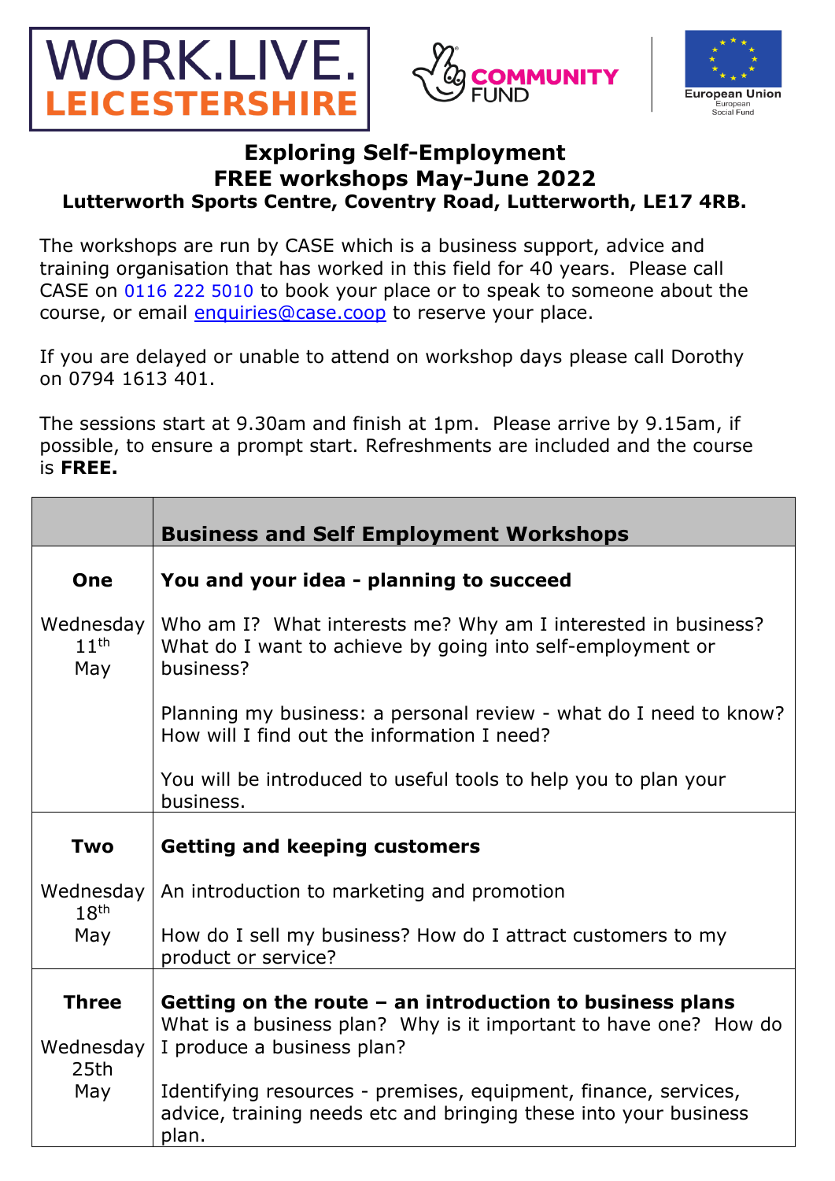WORK.LIVE. LEICESTERSHIRE

COMMUNITY FUND

European Union
European Social Fund

# Exploring Self-Employment
## FREE workshops May-June 2022
### Lutterworth Sports Centre, Coventry Road, Lutterworth, LE17 4RB.

The workshops are run by CASE which is a business support, advice and training organisation that has worked in this field for 40 years. Please call CASE on 0116 222 5010 to book your place or to speak to someone about the course, or email enquiries@case.coop to reserve your place.

If you are delayed or unable to attend on workshop days please call Dorothy on 0794 1613 401.

The sessions start at 9.30am and finish at 1pm. Please arrive by 9.15am, if possible, to ensure a prompt start. Refreshments are included and the course is **FREE.**

| | **Business and Self Employment Workshops** |
|---|---|
| **One**<br><br>Wednesday 11th May | **You and your idea - planning to succeed**<br><br>Who am I? What interests me? Why am I interested in business? What do I want to achieve by going into self-employment or business?<br><br>Planning my business: a personal review - what do I need to know? How will I find out the information I need?<br><br>You will be introduced to useful tools to help you to plan your business. |
| **Two**<br><br>Wednesday 18th May | **Getting and keeping customers**<br><br>An introduction to marketing and promotion<br><br>How do I sell my business? How do I attract customers to my product or service? |
| **Three**<br><br>Wednesday 25th May | **Getting on the route – an introduction to business plans**<br>What is a business plan? Why is it important to have one? How do I produce a business plan?<br><br>Identifying resources - premises, equipment, finance, services, advice, training needs etc and bringing these into your business plan. |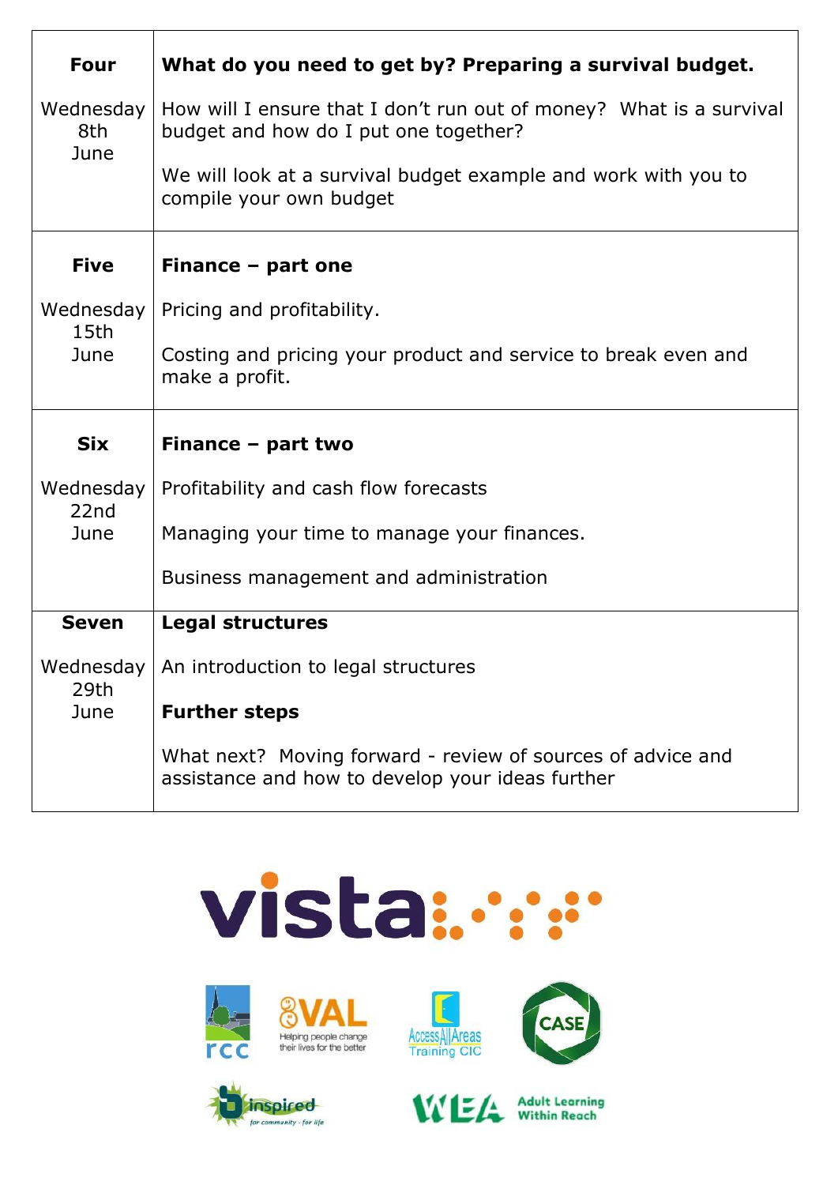| | |
|---|---|
| **Four**<br><br>Wednesday 8th June | **What do you need to get by? Preparing a survival budget.**<br><br>How will I ensure that I don't run out of money? What is a survival budget and how do I put one together?<br><br>We will look at a survival budget example and work with you to compile your own budget |
| **Five**<br><br>Wednesday 15th June | **Finance – part one**<br><br>Pricing and profitability.<br><br>Costing and pricing your product and service to break even and make a profit. |
| **Six**<br><br>Wednesday 22nd June | **Finance – part two**<br><br>Profitability and cash flow forecasts<br><br>Managing your time to manage your finances.<br><br>Business management and administration |
| **Seven**<br><br>Wednesday 29th June | **Legal structures**<br><br>An introduction to legal structures<br><br>**Further steps**<br><br>What next? Moving forward - review of sources of advice and assistance and how to develop your ideas further |

vista

rcc

VAL Helping people change their lives for the better

Access All Areas Training CIC

CASE

inspired for community - for life

WEA Adult Learning Within Reach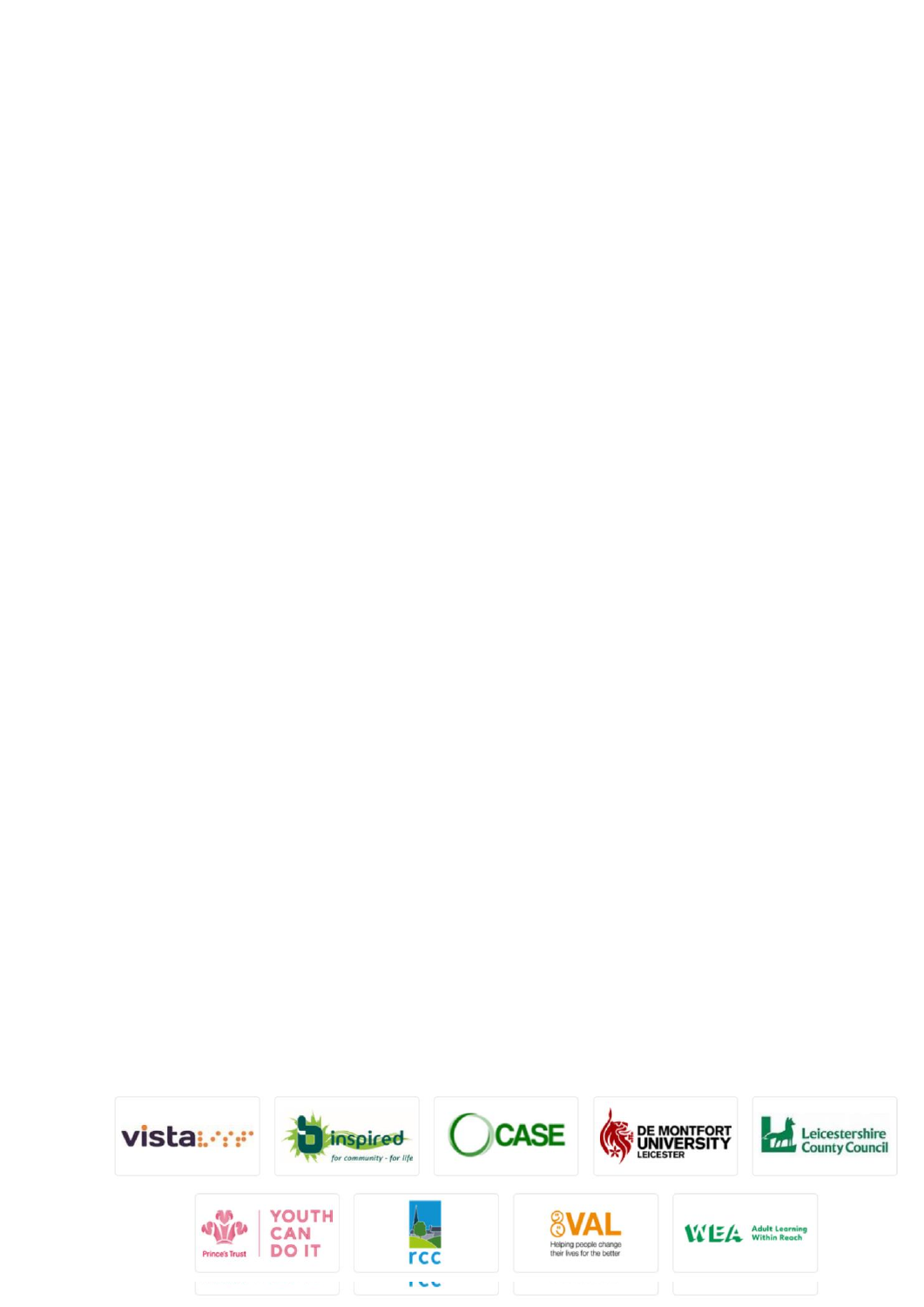vista

inspired
for community - for life

CASE

DE MONTFORT UNIVERSITY LEICESTER

Leicestershire County Council

Prince's Trust
YOUTH CAN DO IT

rcc

VAL
Helping people change their lives for the better

WEA
Adult Learning Within Reach